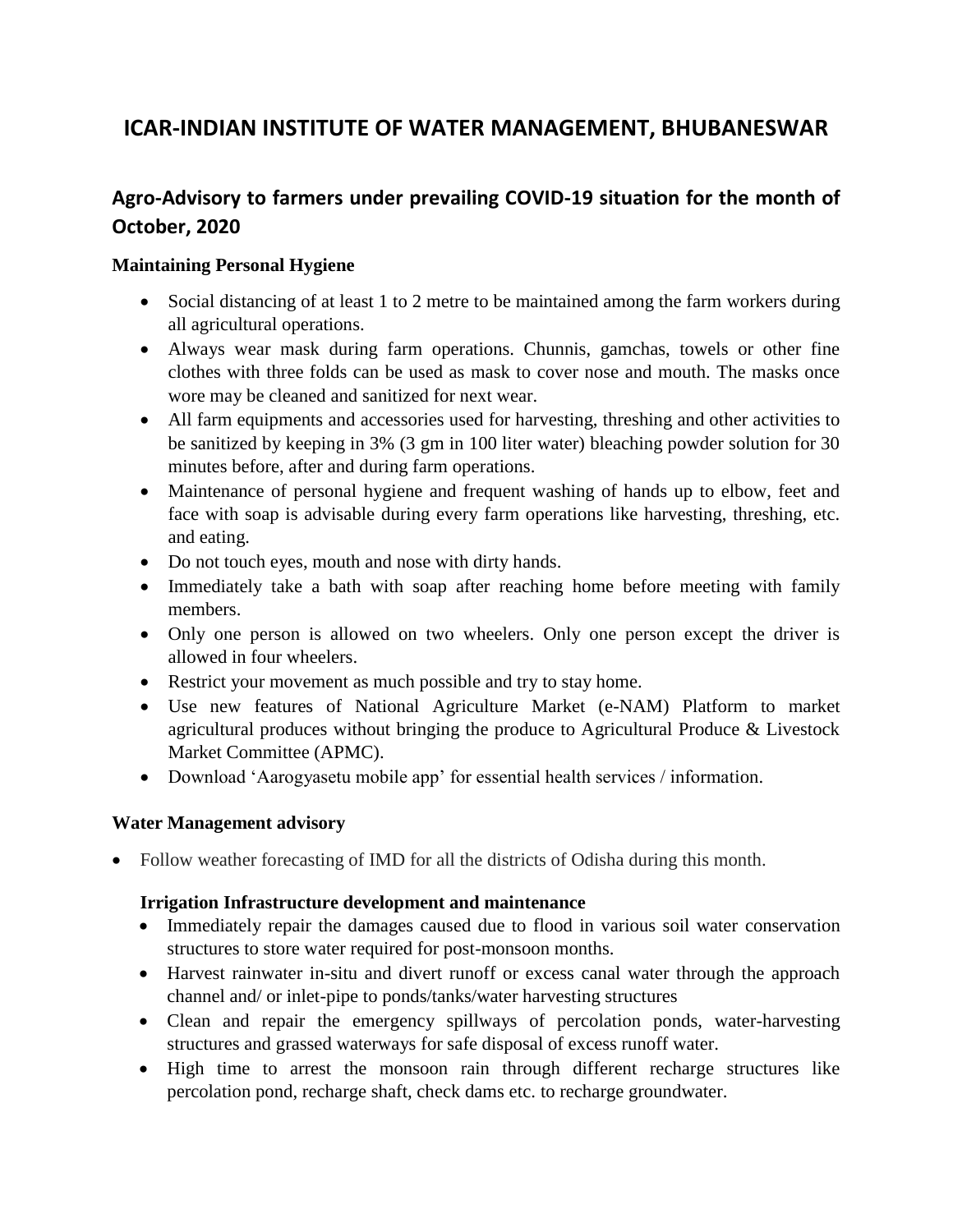# ICAR-INDIAN INSTITUTE OF WATER MANAGEMENT, BHUBANESWAR

## Agro-Advisory to farmers under prevailing COVID-19 situation for the month of October, 2020

### Maintaining Personal Hygiene

- Social distancing of at least 1 to 2 metre to be maintained among the farm workers during all agricultural operations.
- Always wear mask during farm operations. Chunnis, gamchas, towels or other fine clothes with three folds can be used as mask to cover nose and mouth. The masks once wore may be cleaned and sanitized for next wear.
- All farm equipments and accessories used for harvesting, threshing and other activities to be sanitized by keeping in 3% (3 gm in 100 liter water) bleaching powder solution for 30 minutes before, after and during farm operations.
- Maintenance of personal hygiene and frequent washing of hands up to elbow, feet and face with soap is advisable during every farm operations like harvesting, threshing, etc. and eating.
- Do not touch eyes, mouth and nose with dirty hands.
- Immediately take a bath with soap after reaching home before meeting with family members.
- Only one person is allowed on two wheelers. Only one person except the driver is allowed in four wheelers.
- Restrict your movement as much possible and try to stay home.
- Use new features of National Agriculture Market (e-NAM) Platform to market agricultural produces without bringing the produce to Agricultural Produce & Livestock Market Committee (APMC).
- Download 'Aarogyasetu mobile app' for essential health services / information.

### Water Management advisory

- Follow weather forecasting of IMD for all the districts of Odisha during this month.

#### Irrigation Infrastructure development and maintenance

- Immediately repair the damages caused due to flood in various soil water conservation structures to store water required for post-monsoon months.
- Harvest rainwater in-situ and divert runoff or excess canal water through the approach channel and/ or inlet-pipe to ponds/tanks/water harvesting structures
- Clean and repair the emergency spillways of percolation ponds, water-harvesting structures and grassed waterways for safe disposal of excess runoff water.
- High time to arrest the monsoon rain through different recharge structures like percolation pond, recharge shaft, check dams etc. to recharge groundwater.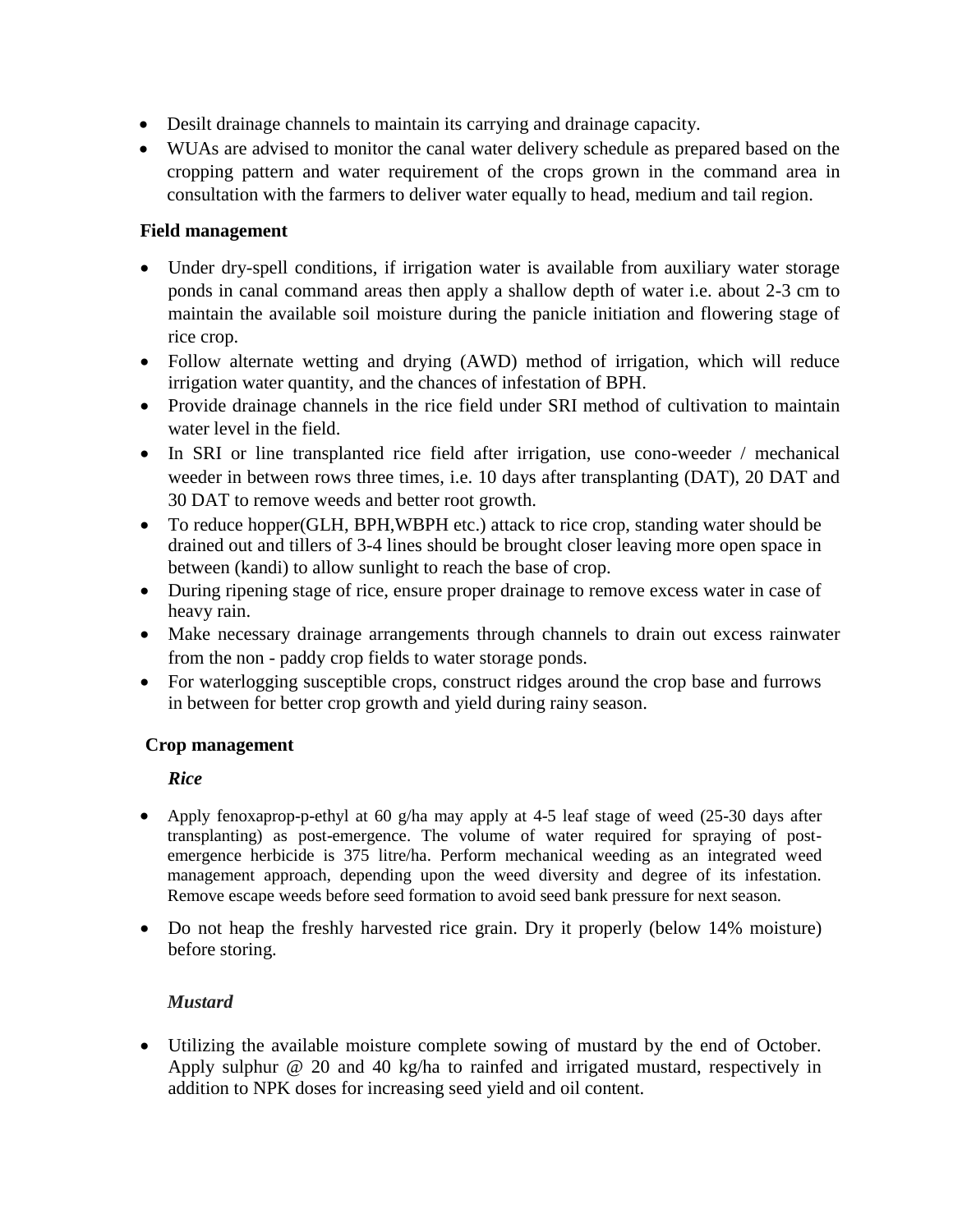- Desilt drainage channels to maintain its carrying and drainage capacity.
- WUAs are advised to monitor the canal water delivery schedule as prepared based on the cropping pattern and water requirement of the crops grown in the command area in consultation with the farmers to deliver water equally to head, medium and tail region.

**Field management**

- Under dry-spell conditions, if irrigation water is available from auxiliary water storage ponds in canal command areas then apply a shallow depth of water i.e. about 2-3 cm to maintain the available soil moisture during the panicle initiation and flowering stage of rice crop.
- Follow alternate wetting and drying (AWD) method of irrigation, which will reduce irrigation water quantity, and the chances of infestation of BPH.
- Provide drainage channels in the rice field under SRI method of cultivation to maintain water level in the field.
- In SRI or line transplanted rice field after irrigation, use cono-weeder / mechanical weeder in between rows three times, i.e. 10 days after transplanting (DAT), 20 DAT and 30 DAT to remove weeds and better root growth.
- To reduce hopper(GLH, BPH,WBPH etc.) attack to rice crop, standing water should be drained out and tillers of 3-4 lines should be brought closer leaving more open space in between (kandi) to allow sunlight to reach the base of crop.
- During ripening stage of rice, ensure proper drainage to remove excess water in case of heavy rain.
- Make necessary drainage arrangements through channels to drain out excess rainwater from the non - paddy crop fields to water storage ponds.
- For waterlogging susceptible crops, construct ridges around the crop base and furrows in between for better crop growth and yield during rainy season.

**Crop management**

***Rice***

- Apply fenoxaprop-p-ethyl at 60 g/ha may apply at 4-5 leaf stage of weed (25-30 days after transplanting) as post-emergence. The volume of water required for spraying of post-emergence herbicide is 375 litre/ha. Perform mechanical weeding as an integrated weed management approach, depending upon the weed diversity and degree of its infestation. Remove escape weeds before seed formation to avoid seed bank pressure for next season.
- Do not heap the freshly harvested rice grain. Dry it properly (below 14% moisture) before storing.

***Mustard***

- Utilizing the available moisture complete sowing of mustard by the end of October. Apply sulphur @ 20 and 40 kg/ha to rainfed and irrigated mustard, respectively in addition to NPK doses for increasing seed yield and oil content.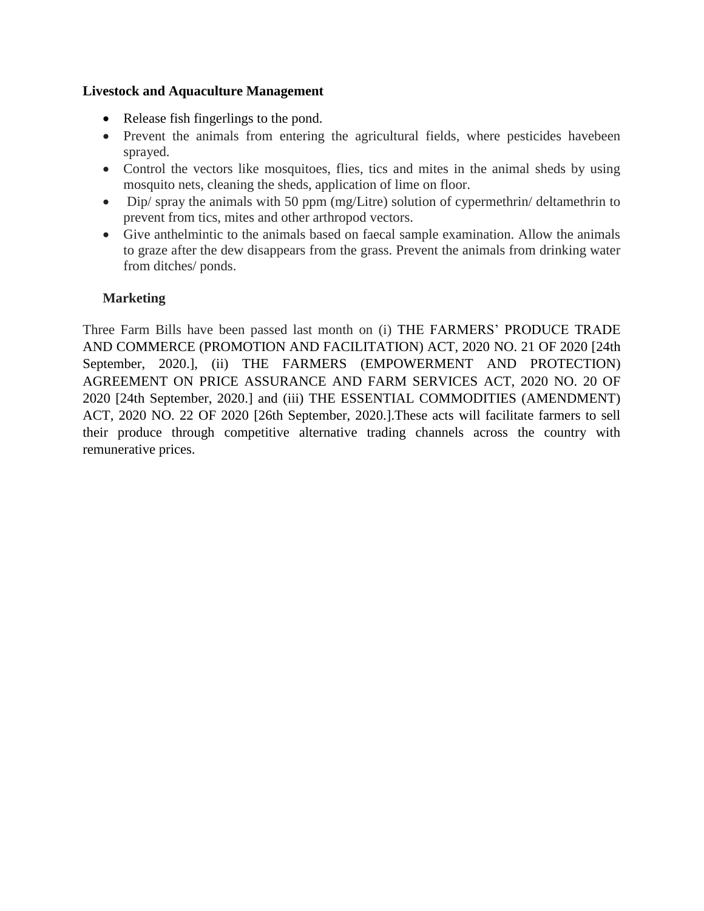**Livestock and Aquaculture Management**

- Release fish fingerlings to the pond.
- Prevent the animals from entering the agricultural fields, where pesticides havebeen sprayed.
- Control the vectors like mosquitoes, flies, tics and mites in the animal sheds by using mosquito nets, cleaning the sheds, application of lime on floor.
- Dip/ spray the animals with 50 ppm (mg/Litre) solution of cypermethrin/ deltamethrin to prevent from tics, mites and other arthropod vectors.
- Give anthelmintic to the animals based on faecal sample examination. Allow the animals to graze after the dew disappears from the grass. Prevent the animals from drinking water from ditches/ ponds.

**Marketing**

Three Farm Bills have been passed last month on (i) THE FARMERS' PRODUCE TRADE AND COMMERCE (PROMOTION AND FACILITATION) ACT, 2020 NO. 21 OF 2020 [24th September, 2020.], (ii) THE FARMERS (EMPOWERMENT AND PROTECTION) AGREEMENT ON PRICE ASSURANCE AND FARM SERVICES ACT, 2020 NO. 20 OF 2020 [24th September, 2020.] and (iii) THE ESSENTIAL COMMODITIES (AMENDMENT) ACT, 2020 NO. 22 OF 2020 [26th September, 2020.].These acts will facilitate farmers to sell their produce through competitive alternative trading channels across the country with remunerative prices.